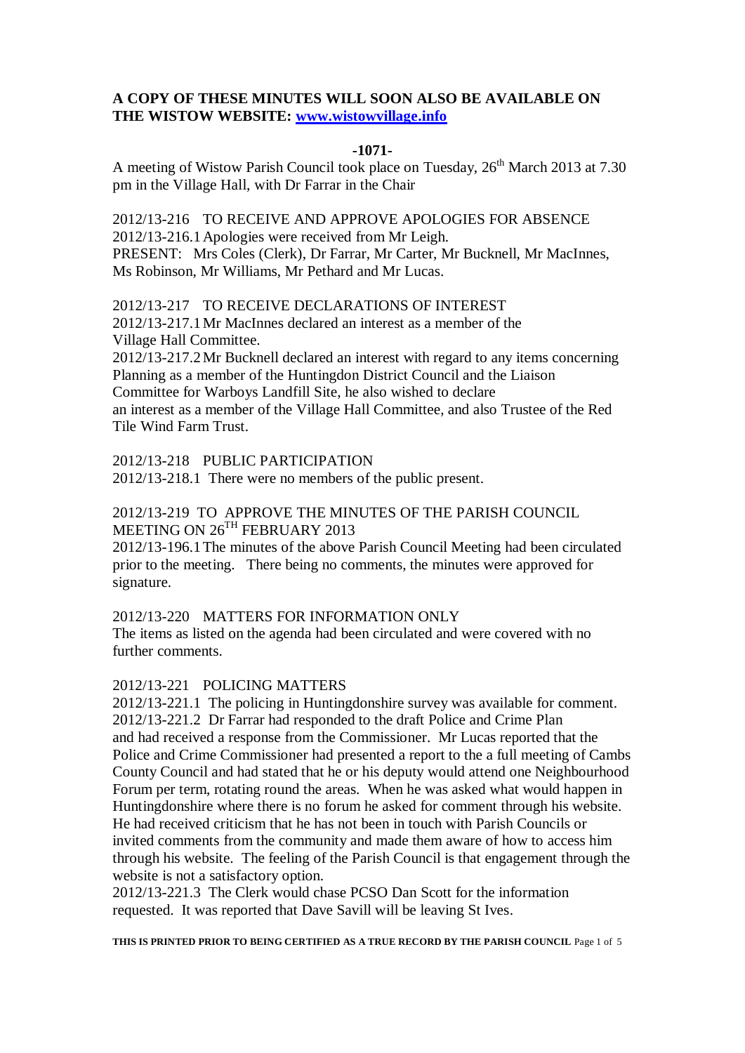**A COPY OF THESE MINUTES WILL SOON ALSO BE AVAILABLE ON THE WISTOW WEBSITE: [www.wistowvillage.info](http://www.wistowvillage.info)**

**-1071-**

A meeting of Wistow Parish Council took place on Tuesday, 26th March 2013 at 7.30 pm in the Village Hall, with Dr Farrar in the Chair

2012/13-216 TO RECEIVE AND APPROVE APOLOGIES FOR ABSENCE

2012/13-216.1 Apologies were received from Mr Leigh.

PRESENT: Mrs Coles (Clerk), Dr Farrar, Mr Carter, Mr Bucknell, Mr MacInnes, Ms Robinson, Mr Williams, Mr Pethard and Mr Lucas.

2012/13-217 TO RECEIVE DECLARATIONS OF INTEREST

2012/13-217.1 Mr MacInnes declared an interest as a member of the Village Hall Committee.

2012/13-217.2 Mr Bucknell declared an interest with regard to any items concerning Planning as a member of the Huntingdon District Council and the Liaison Committee for Warboys Landfill Site, he also wished to declare an interest as a member of the Village Hall Committee, and also Trustee of the Red Tile Wind Farm Trust.

2012/13-218 PUBLIC PARTICIPATION

2012/13-218.1 There were no members of the public present.

2012/13-219 TO APPROVE THE MINUTES OF THE PARISH COUNCIL MEETING ON 26TH FEBRUARY 2013

2012/13-196.1 The minutes of the above Parish Council Meeting had been circulated prior to the meeting. There being no comments, the minutes were approved for signature.

2012/13-220 MATTERS FOR INFORMATION ONLY

The items as listed on the agenda had been circulated and were covered with no further comments.

2012/13-221 POLICING MATTERS

2012/13-221.1 The policing in Huntingdonshire survey was available for comment.

2012/13-221.2 Dr Farrar had responded to the draft Police and Crime Plan and had received a response from the Commissioner. Mr Lucas reported that the Police and Crime Commissioner had presented a report to the a full meeting of Cambs County Council and had stated that he or his deputy would attend one Neighbourhood Forum per term, rotating round the areas. When he was asked what would happen in Huntingdonshire where there is no forum he asked for comment through his website. He had received criticism that he has not been in touch with Parish Councils or invited comments from the community and made them aware of how to access him through his website. The feeling of the Parish Council is that engagement through the website is not a satisfactory option.

2012/13-221.3 The Clerk would chase PCSO Dan Scott for the information requested. It was reported that Dave Savill will be leaving St Ives.

**THIS IS PRINTED PRIOR TO BEING CERTIFIED AS A TRUE RECORD BY THE PARISH COUNCIL**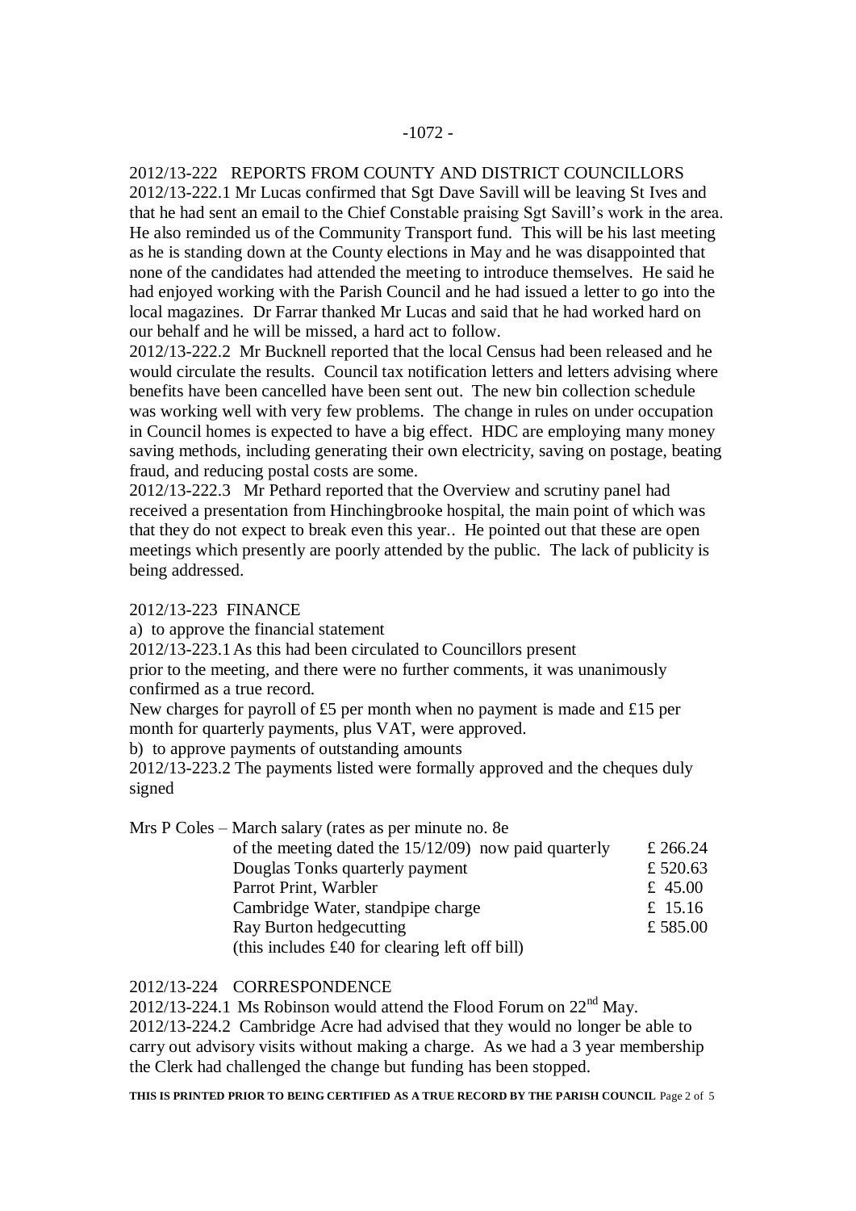2012/13-222 REPORTS FROM COUNTY AND DISTRICT COUNCILLORS

2012/13-222.1 Mr Lucas confirmed that Sgt Dave Savill will be leaving St Ives and that he had sent an email to the Chief Constable praising Sgt Savill's work in the area. He also reminded us of the Community Transport fund. This will be his last meeting as he is standing down at the County elections in May and he was disappointed that none of the candidates had attended the meeting to introduce themselves. He said he had enjoyed working with the Parish Council and he had issued a letter to go into the local magazines. Dr Farrar thanked Mr Lucas and said that he had worked hard on our behalf and he will be missed, a hard act to follow.

2012/13-222.2 Mr Bucknell reported that the local Census had been released and he would circulate the results. Council tax notification letters and letters advising where benefits have been cancelled have been sent out. The new bin collection schedule was working well with very few problems. The change in rules on under occupation in Council homes is expected to have a big effect. HDC are employing many money saving methods, including generating their own electricity, saving on postage, beating fraud, and reducing postal costs are some.

2012/13-222.3 Mr Pethard reported that the Overview and scrutiny panel had received a presentation from Hinchingbrooke hospital, the main point of which was that they do not expect to break even this year.. He pointed out that these are open meetings which presently are poorly attended by the public. The lack of publicity is being addressed.

2012/13-223 FINANCE

a) to approve the financial statement

2012/13-223.1 As this had been circulated to Councillors present prior to the meeting, and there were no further comments, it was unanimously confirmed as a true record.

New charges for payroll of £5 per month when no payment is made and £15 per month for quarterly payments, plus VAT, were approved.

b) to approve payments of outstanding amounts

2012/13-223.2 The payments listed were formally approved and the cheques duly signed

| | |
|---|---|
| Mrs P Coles – March salary (rates as per minute no. 8e of the meeting dated the 15/12/09) now paid quarterly | £ 266.24 |
| Douglas Tonks quarterly payment | £ 520.63 |
| Parrot Print, Warbler | £ 45.00 |
| Cambridge Water, standpipe charge | £ 15.16 |
| Ray Burton hedgecutting (this includes £40 for clearing left off bill) | £ 585.00 |

2012/13-224 CORRESPONDENCE

2012/13-224.1 Ms Robinson would attend the Flood Forum on 22nd May.

2012/13-224.2 Cambridge Acre had advised that they would no longer be able to carry out advisory visits without making a charge. As we had a 3 year membership the Clerk had challenged the change but funding has been stopped.

**THIS IS PRINTED PRIOR TO BEING CERTIFIED AS A TRUE RECORD BY THE PARISH COUNCIL**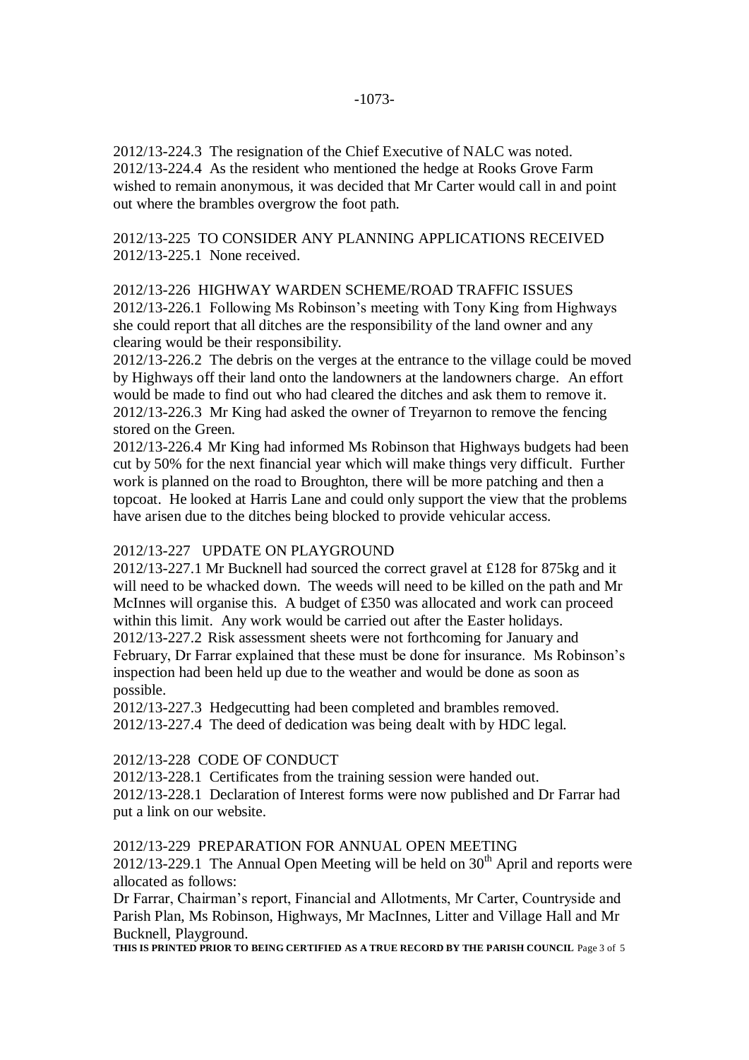2012/13-224.3 The resignation of the Chief Executive of NALC was noted.
2012/13-224.4 As the resident who mentioned the hedge at Rooks Grove Farm wished to remain anonymous, it was decided that Mr Carter would call in and point out where the brambles overgrow the foot path.

2012/13-225 TO CONSIDER ANY PLANNING APPLICATIONS RECEIVED
2012/13-225.1 None received.

2012/13-226 HIGHWAY WARDEN SCHEME/ROAD TRAFFIC ISSUES
2012/13-226.1 Following Ms Robinson's meeting with Tony King from Highways she could report that all ditches are the responsibility of the land owner and any clearing would be their responsibility.
2012/13-226.2 The debris on the verges at the entrance to the village could be moved by Highways off their land onto the landowners at the landowners charge. An effort would be made to find out who had cleared the ditches and ask them to remove it.
2012/13-226.3 Mr King had asked the owner of Treyarnon to remove the fencing stored on the Green.
2012/13-226.4 Mr King had informed Ms Robinson that Highways budgets had been cut by 50% for the next financial year which will make things very difficult. Further work is planned on the road to Broughton, there will be more patching and then a topcoat. He looked at Harris Lane and could only support the view that the problems have arisen due to the ditches being blocked to provide vehicular access.

2012/13-227 UPDATE ON PLAYGROUND
2012/13-227.1 Mr Bucknell had sourced the correct gravel at £128 for 875kg and it will need to be whacked down. The weeds will need to be killed on the path and Mr McInnes will organise this. A budget of £350 was allocated and work can proceed within this limit. Any work would be carried out after the Easter holidays.
2012/13-227.2 Risk assessment sheets were not forthcoming for January and February, Dr Farrar explained that these must be done for insurance. Ms Robinson's inspection had been held up due to the weather and would be done as soon as possible.
2012/13-227.3 Hedgecutting had been completed and brambles removed.
2012/13-227.4 The deed of dedication was being dealt with by HDC legal.

2012/13-228 CODE OF CONDUCT
2012/13-228.1 Certificates from the training session were handed out.
2012/13-228.1 Declaration of Interest forms were now published and Dr Farrar had put a link on our website.

2012/13-229 PREPARATION FOR ANNUAL OPEN MEETING
2012/13-229.1 The Annual Open Meeting will be held on 30th April and reports were allocated as follows:
Dr Farrar, Chairman's report, Financial and Allotments, Mr Carter, Countryside and Parish Plan, Ms Robinson, Highways, Mr MacInnes, Litter and Village Hall and Mr Bucknell, Playground.

**THIS IS PRINTED PRIOR TO BEING CERTIFIED AS A TRUE RECORD BY THE PARISH COUNCIL**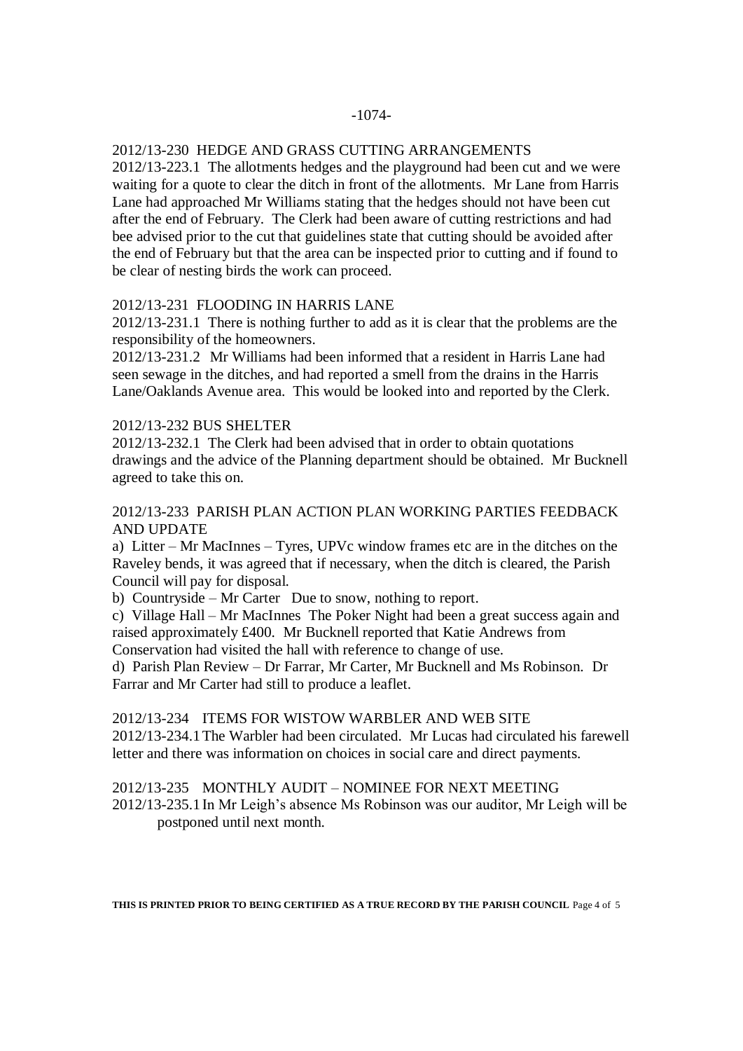## 2012/13-230 HEDGE AND GRASS CUTTING ARRANGEMENTS

2012/13-223.1 The allotments hedges and the playground had been cut and we were waiting for a quote to clear the ditch in front of the allotments. Mr Lane from Harris Lane had approached Mr Williams stating that the hedges should not have been cut after the end of February. The Clerk had been aware of cutting restrictions and had bee advised prior to the cut that guidelines state that cutting should be avoided after the end of February but that the area can be inspected prior to cutting and if found to be clear of nesting birds the work can proceed.

## 2012/13-231 FLOODING IN HARRIS LANE

2012/13-231.1 There is nothing further to add as it is clear that the problems are the responsibility of the homeowners.

2012/13-231.2 Mr Williams had been informed that a resident in Harris Lane had seen sewage in the ditches, and had reported a smell from the drains in the Harris Lane/Oaklands Avenue area. This would be looked into and reported by the Clerk.

## 2012/13-232 BUS SHELTER

2012/13-232.1 The Clerk had been advised that in order to obtain quotations drawings and the advice of the Planning department should be obtained. Mr Bucknell agreed to take this on.

## 2012/13-233 PARISH PLAN ACTION PLAN WORKING PARTIES FEEDBACK AND UPDATE

a) Litter – Mr MacInnes – Tyres, UPVc window frames etc are in the ditches on the Raveley bends, it was agreed that if necessary, when the ditch is cleared, the Parish Council will pay for disposal.

b) Countryside – Mr Carter Due to snow, nothing to report.

c) Village Hall – Mr MacInnes The Poker Night had been a great success again and raised approximately £400. Mr Bucknell reported that Katie Andrews from Conservation had visited the hall with reference to change of use.

d) Parish Plan Review – Dr Farrar, Mr Carter, Mr Bucknell and Ms Robinson. Dr Farrar and Mr Carter had still to produce a leaflet.

## 2012/13-234 ITEMS FOR WISTOW WARBLER AND WEB SITE

2012/13-234.1 The Warbler had been circulated. Mr Lucas had circulated his farewell letter and there was information on choices in social care and direct payments.

## 2012/13-235 MONTHLY AUDIT – NOMINEE FOR NEXT MEETING

2012/13-235.1 In Mr Leigh's absence Ms Robinson was our auditor, Mr Leigh will be postponed until next month.

**THIS IS PRINTED PRIOR TO BEING CERTIFIED AS A TRUE RECORD BY THE PARISH COUNCIL**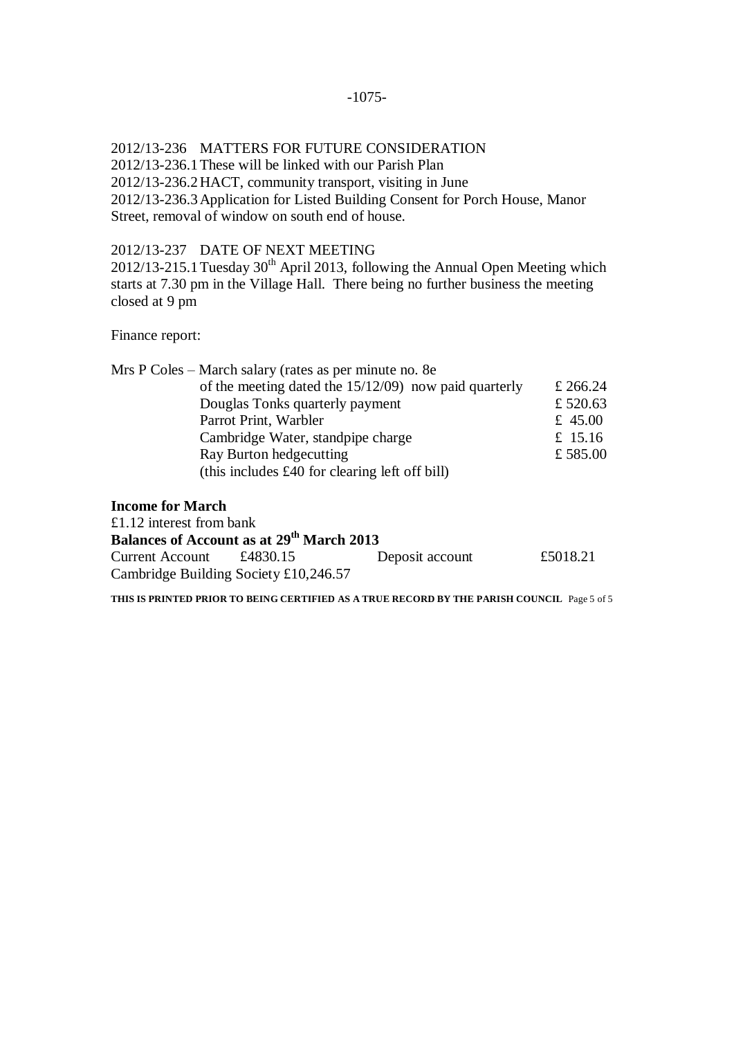2012/13-236 MATTERS FOR FUTURE CONSIDERATION

2012/13-236.1 These will be linked with our Parish Plan

2012/13-236.2 HACT, community transport, visiting in June

2012/13-236.3 Application for Listed Building Consent for Porch House, Manor Street, removal of window on south end of house.

2012/13-237 DATE OF NEXT MEETING

2012/13-215.1 Tuesday 30th April 2013, following the Annual Open Meeting which starts at 7.30 pm in the Village Hall. There being no further business the meeting closed at 9 pm

Finance report:

| | |
|---|---|
| Mrs P Coles – March salary (rates as per minute no. 8e of the meeting dated the 15/12/09) now paid quarterly | £ 266.24 |
| Douglas Tonks quarterly payment | £ 520.63 |
| Parrot Print, Warbler | £ 45.00 |
| Cambridge Water, standpipe charge | £ 15.16 |
| Ray Burton hedgecutting (this includes £40 for clearing left off bill) | £ 585.00 |

**Income for March**

£1.12 interest from bank

**Balances of Account as at 29th March 2013**

Current Account £4830.15 Deposit account £5018.21

Cambridge Building Society £10,246.57

**THIS IS PRINTED PRIOR TO BEING CERTIFIED AS A TRUE RECORD BY THE PARISH COUNCIL**